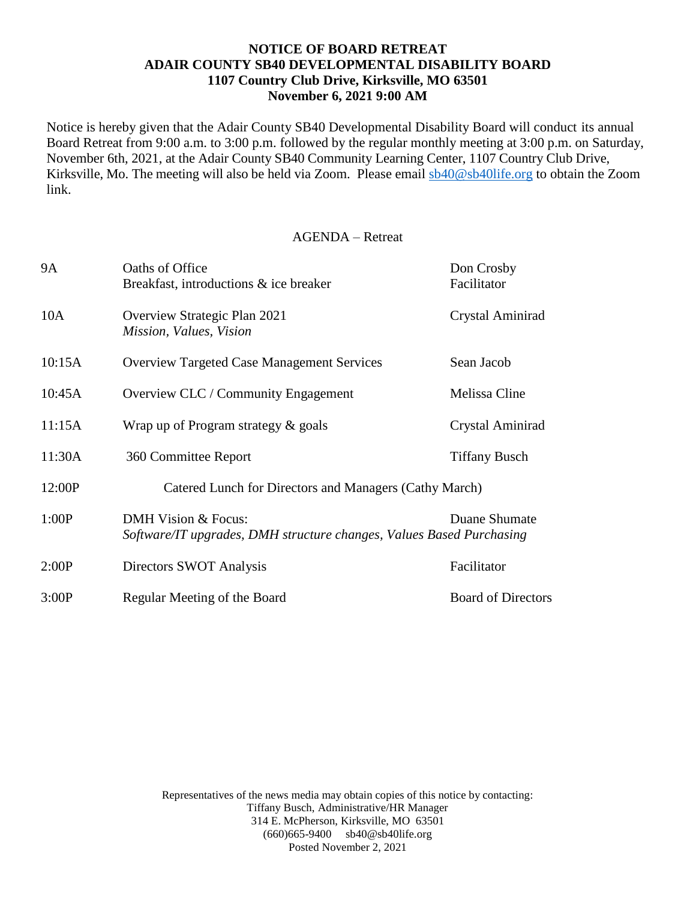**NOTICE OF BOARD RETREAT**
**ADAIR COUNTY SB40 DEVELOPMENTAL DISABILITY BOARD**
**1107 Country Club Drive, Kirksville, MO 63501**
**November 6, 2021 9:00 AM**

Notice is hereby given that the Adair County SB40 Developmental Disability Board will conduct its annual Board Retreat from 9:00 a.m. to 3:00 p.m. followed by the regular monthly meeting at 3:00 p.m. on Saturday, November 6th, 2021, at the Adair County SB40 Community Learning Center, 1107 Country Club Drive, Kirksville, Mo. The meeting will also be held via Zoom. Please email sb40@sb40life.org to obtain the Zoom link.

AGENDA – Retreat

| Time | Item | Presenter |
|---|---|---|
| 9A | Oaths of Office<br>Breakfast, introductions & ice breaker | Don Crosby<br>Facilitator |
| 10A | Overview Strategic Plan 2021<br>*Mission, Values, Vision* | Crystal Aminirad |
| 10:15A | Overview Targeted Case Management Services | Sean Jacob |
| 10:45A | Overview CLC / Community Engagement | Melissa Cline |
| 11:15A | Wrap up of Program strategy & goals | Crystal Aminirad |
| 11:30A | 360 Committee Report | Tiffany Busch |
| 12:00P | Catered Lunch for Directors and Managers (Cathy March) | |
| 1:00P | DMH Vision & Focus:<br>*Software/IT upgrades, DMH structure changes, Values Based Purchasing* | Duane Shumate |
| 2:00P | Directors SWOT Analysis | Facilitator |
| 3:00P | Regular Meeting of the Board | Board of Directors |

Representatives of the news media may obtain copies of this notice by contacting:
Tiffany Busch, Administrative/HR Manager
314 E. McPherson, Kirksville, MO 63501
(660)665-9400 sb40@sb40life.org
Posted November 2, 2021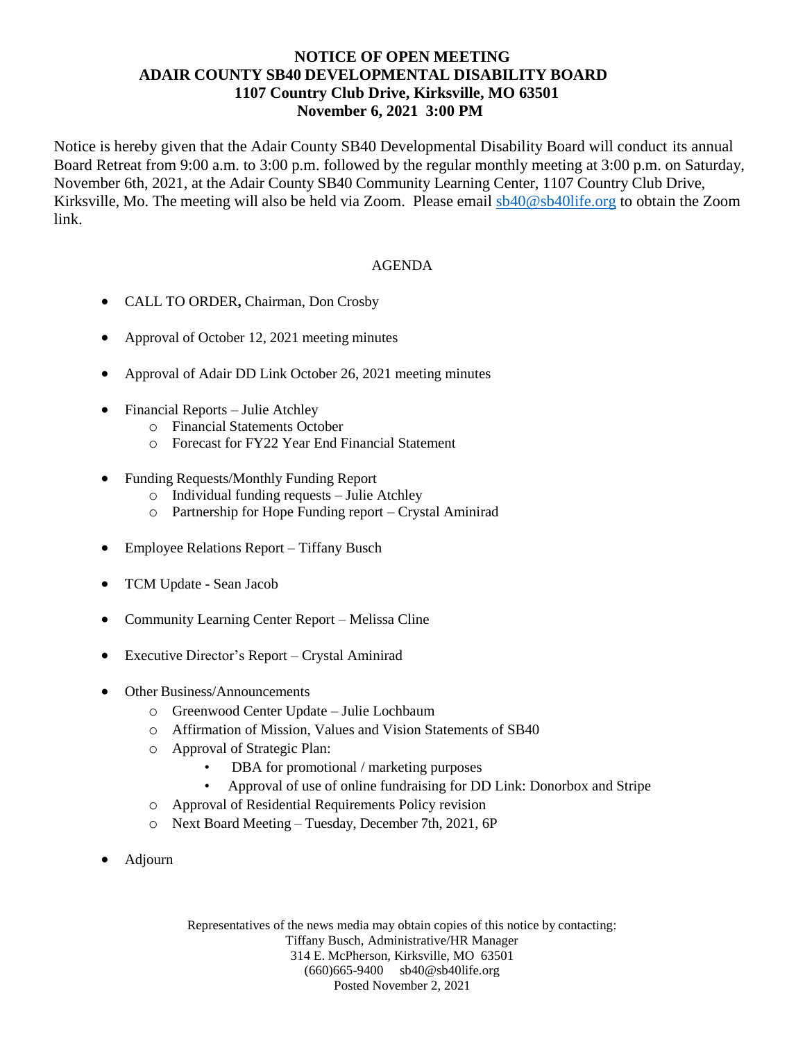# NOTICE OF OPEN MEETING
# ADAIR COUNTY SB40 DEVELOPMENTAL DISABILITY BOARD
# 1107 Country Club Drive, Kirksville, MO 63501
# November 6, 2021 3:00 PM

Notice is hereby given that the Adair County SB40 Developmental Disability Board will conduct its annual Board Retreat from 9:00 a.m. to 3:00 p.m. followed by the regular monthly meeting at 3:00 p.m. on Saturday, November 6th, 2021, at the Adair County SB40 Community Learning Center, 1107 Country Club Drive, Kirksville, Mo. The meeting will also be held via Zoom. Please email sb40@sb40life.org to obtain the Zoom link.

AGENDA

- **CALL TO ORDER,** Chairman, Don Crosby
- Approval of October 12, 2021 meeting minutes
- Approval of Adair DD Link October 26, 2021 meeting minutes
- Financial Reports – Julie Atchley
  - Financial Statements October
  - Forecast for FY22 Year End Financial Statement
- Funding Requests/Monthly Funding Report
  - Individual funding requests – Julie Atchley
  - Partnership for Hope Funding report – Crystal Aminirad
- Employee Relations Report – Tiffany Busch
- TCM Update - Sean Jacob
- Community Learning Center Report – Melissa Cline
- Executive Director's Report – Crystal Aminirad
- Other Business/Announcements
  - Greenwood Center Update – Julie Lochbaum
  - Affirmation of Mission, Values and Vision Statements of SB40
  - Approval of Strategic Plan:
    - DBA for promotional / marketing purposes
    - Approval of use of online fundraising for DD Link: Donorbox and Stripe
  - Approval of Residential Requirements Policy revision
  - Next Board Meeting – Tuesday, December 7th, 2021, 6P
- Adjourn

Representatives of the news media may obtain copies of this notice by contacting:
Tiffany Busch, Administrative/HR Manager
314 E. McPherson, Kirksville, MO 63501
(660)665-9400 sb40@sb40life.org
Posted November 2, 2021